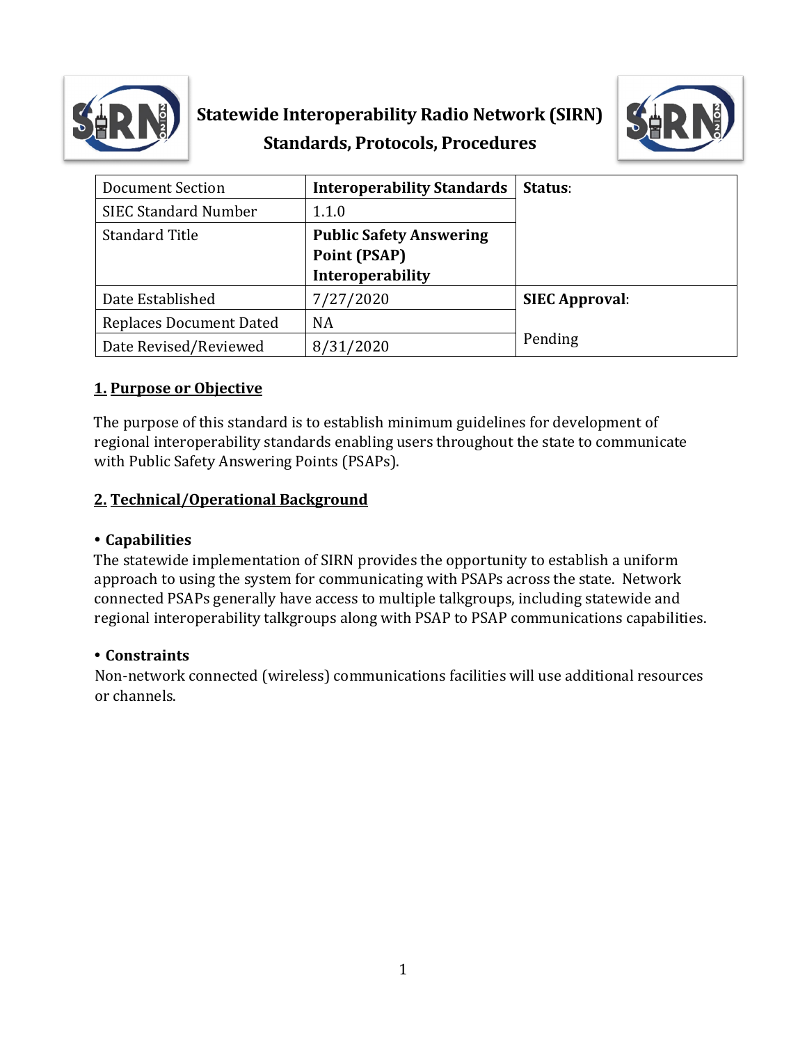# Statewide Interoperability Radio Network (SIRN)
## Standards, Protocols, Procedures

| Document Section | **Interoperability Standards** | **Status**: |
|---|---|---|
| SIEC Standard Number | 1.1.0 | |
| Standard Title | **Public Safety Answering Point (PSAP) Interoperability** | |
| Date Established | 7/27/2020 | **SIEC Approval**: |
| Replaces Document Dated | NA | Pending |
| Date Revised/Reviewed | 8/31/2020 | |

### 1. Purpose or Objective

The purpose of this standard is to establish minimum guidelines for development of regional interoperability standards enabling users throughout the state to communicate with Public Safety Answering Points (PSAPs).

### 2. Technical/Operational Background

**• Capabilities**

The statewide implementation of SIRN provides the opportunity to establish a uniform approach to using the system for communicating with PSAPs across the state. Network connected PSAPs generally have access to multiple talkgroups, including statewide and regional interoperability talkgroups along with PSAP to PSAP communications capabilities.

**• Constraints**

Non-network connected (wireless) communications facilities will use additional resources or channels.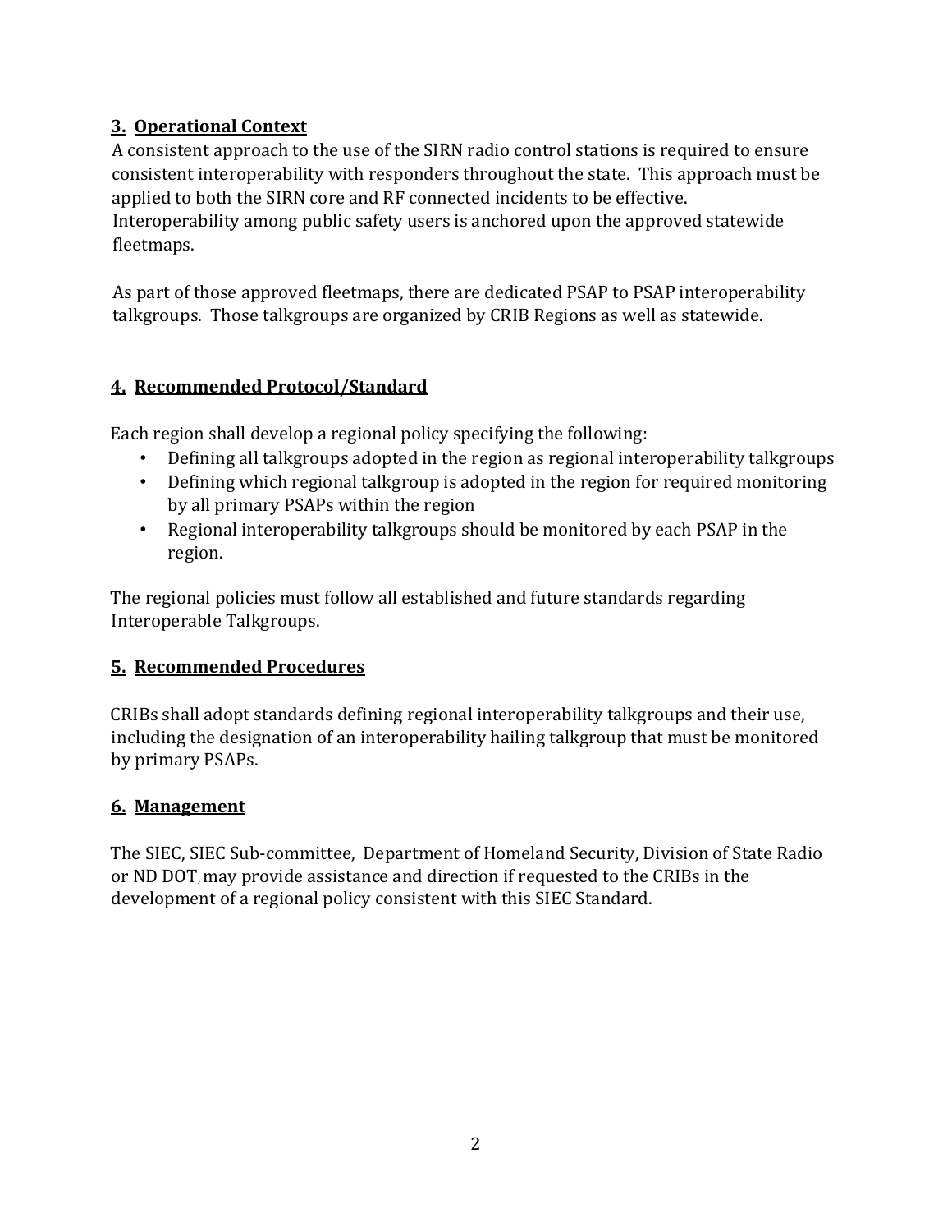## 3. Operational Context

A consistent approach to the use of the SIRN radio control stations is required to ensure consistent interoperability with responders throughout the state. This approach must be applied to both the SIRN core and RF connected incidents to be effective. Interoperability among public safety users is anchored upon the approved statewide fleetmaps.

As part of those approved fleetmaps, there are dedicated PSAP to PSAP interoperability talkgroups. Those talkgroups are organized by CRIB Regions as well as statewide.

## 4. Recommended Protocol/Standard

Each region shall develop a regional policy specifying the following:

- Defining all talkgroups adopted in the region as regional interoperability talkgroups
- Defining which regional talkgroup is adopted in the region for required monitoring by all primary PSAPs within the region
- Regional interoperability talkgroups should be monitored by each PSAP in the region.

The regional policies must follow all established and future standards regarding Interoperable Talkgroups.

## 5. Recommended Procedures

CRIBs shall adopt standards defining regional interoperability talkgroups and their use, including the designation of an interoperability hailing talkgroup that must be monitored by primary PSAPs.

## 6. Management

The SIEC, SIEC Sub-committee, Department of Homeland Security, Division of State Radio or ND DOT, may provide assistance and direction if requested to the CRIBs in the development of a regional policy consistent with this SIEC Standard.